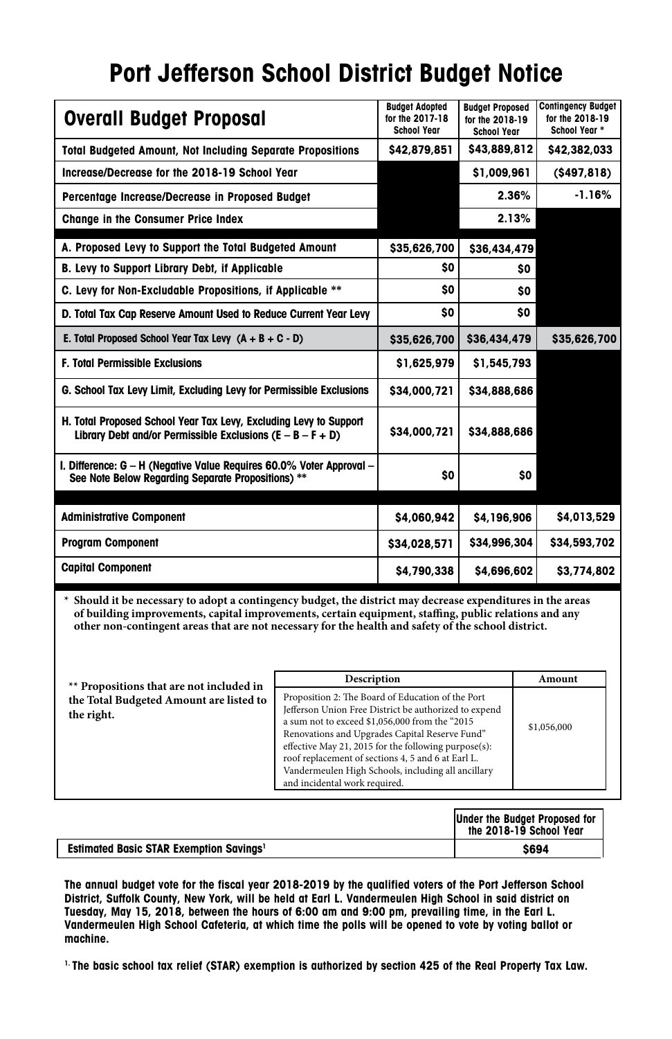# Port Jefferson School District Budget Notice

| Overall Budget Proposal | Budget Adopted for the 2017-18 School Year | Budget Proposed for the 2018-19 School Year | Contingency Budget for the 2018-19 School Year * |
|---|---|---|---|
| Total Budgeted Amount, Not Including Separate Propositions | $42,879,851 | $43,889,812 | $42,382,033 |
| Increase/Decrease for the 2018-19 School Year | | $1,009,961 | ($497,818) |
| Percentage Increase/Decrease in Proposed Budget | | 2.36% | -1.16% |
| Change in the Consumer Price Index | | 2.13% | |
| A. Proposed Levy to Support the Total Budgeted Amount | $35,626,700 | $36,434,479 | |
| B. Levy to Support Library Debt, if Applicable | $0 | $0 | |
| C. Levy for Non-Excludable Propositions, if Applicable ** | $0 | $0 | |
| D. Total Tax Cap Reserve Amount Used to Reduce Current Year Levy | $0 | $0 | |
| E. Total Proposed School Year Tax Levy (A + B + C - D) | $35,626,700 | $36,434,479 | $35,626,700 |
| F. Total Permissible Exclusions | $1,625,979 | $1,545,793 | |
| G. School Tax Levy Limit, Excluding Levy for Permissible Exclusions | $34,000,721 | $34,888,686 | |
| H. Total Proposed School Year Tax Levy, Excluding Levy to Support Library Debt and/or Permissible Exclusions (E – B – F + D) | $34,000,721 | $34,888,686 | |
| I. Difference: G – H (Negative Value Requires 60.0% Voter Approval – See Note Below Regarding Separate Propositions) ** | $0 | $0 | |
| Administrative Component | $4,060,942 | $4,196,906 | $4,013,529 |
| Program Component | $34,028,571 | $34,996,304 | $34,593,702 |
| Capital Component | $4,790,338 | $4,696,602 | $3,774,802 |

\* Should it be necessary to adopt a contingency budget, the district may decrease expenditures in the areas of building improvements, capital improvements, certain equipment, staffing, public relations and any other non-contingent areas that are not necessary for the health and safety of the school district.

** Propositions that are not included in the Total Budgeted Amount are listed to the right.

| Description | Amount |
|---|---|
| Proposition 2: The Board of Education of the Port Jefferson Union Free District be authorized to expend a sum not to exceed $1,056,000 from the "2015 Renovations and Upgrades Capital Reserve Fund" effective May 21, 2015 for the following purpose(s): roof replacement of sections 4, 5 and 6 at Earl L. Vandermeulen High Schools, including all ancillary and incidental work required. | $1,056,000 |

| | Under the Budget Proposed for the 2018-19 School Year |
|---|---|
| Estimated Basic STAR Exemption Savings[1] | $694 |

The annual budget vote for the fiscal year 2018-2019 by the qualified voters of the Port Jefferson School District, Suffolk County, New York, will be held at Earl L. Vandermeulen High School in said district on Tuesday, May 15, 2018, between the hours of 6:00 am and 9:00 pm, prevailing time, in the Earl L. Vandermeulen High School Cafeteria, at which time the polls will be opened to vote by voting ballot or machine.

[1] The basic school tax relief (STAR) exemption is authorized by section 425 of the Real Property Tax Law.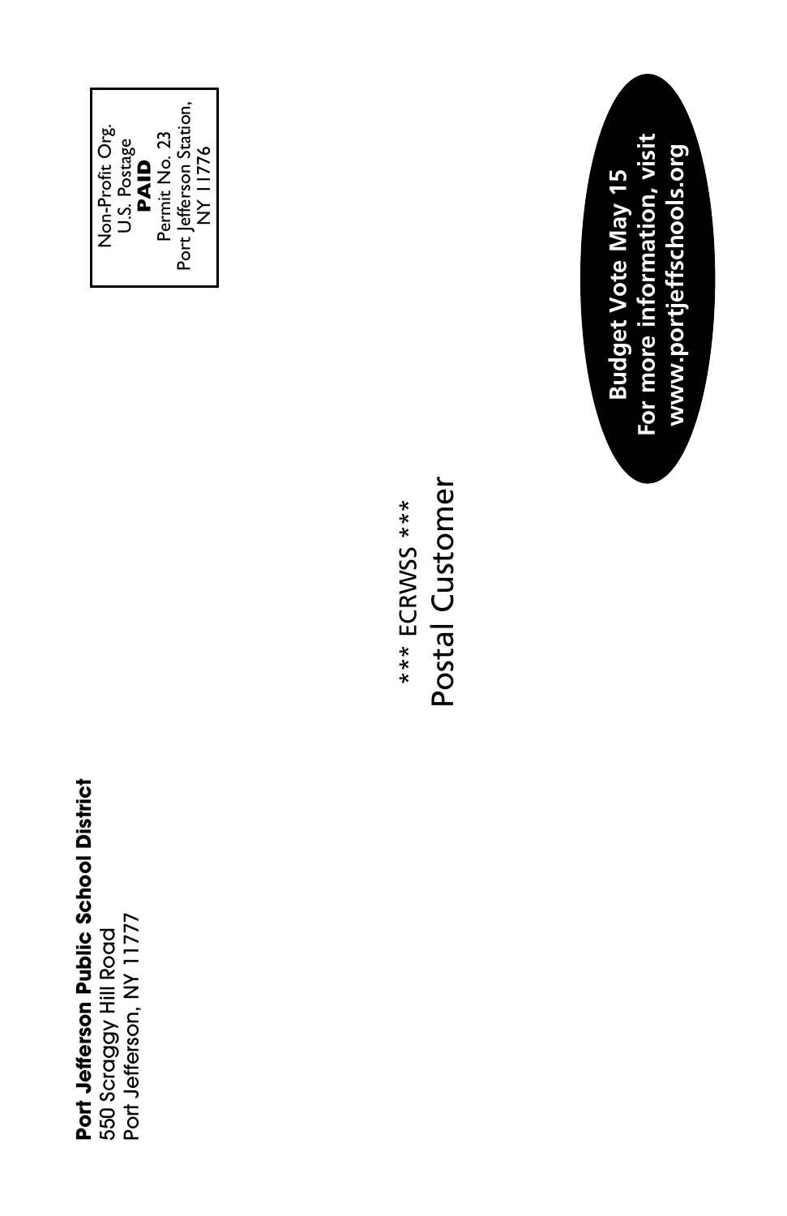**Port Jefferson Public School District**
550 Scraggy Hill Road
Port Jefferson, NY 11777

Non-Profit Org.
U.S. Postage
**PAID**
Permit No. 23
Port Jefferson Station,
NY 11776

*** ECRWSS ***
Postal Customer

**Budget Vote May 15**
**For more information, visit**
**www.portjeffschools.org**